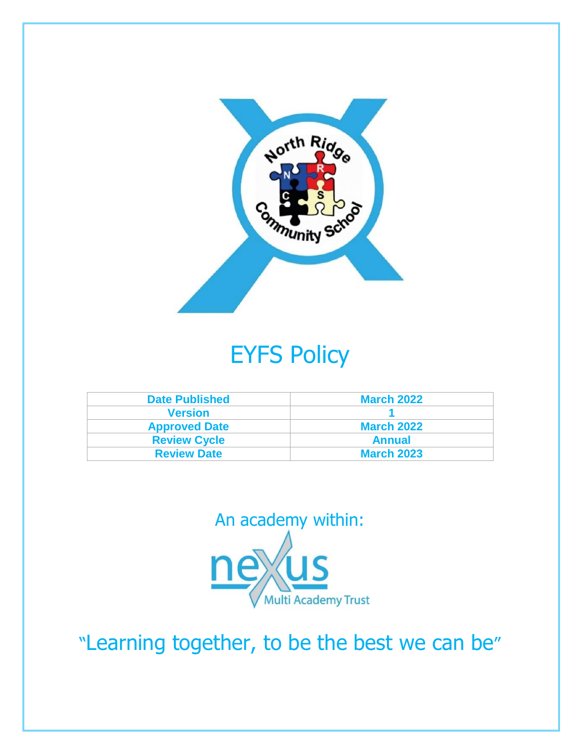# EYFS Policy

| Date Published | March 2022 |
|---|---|
| Version | 1 |
| Approved Date | March 2022 |
| Review Cycle | Annual |
| Review Date | March 2023 |

An academy within:

"Learning together, to be the best we can be"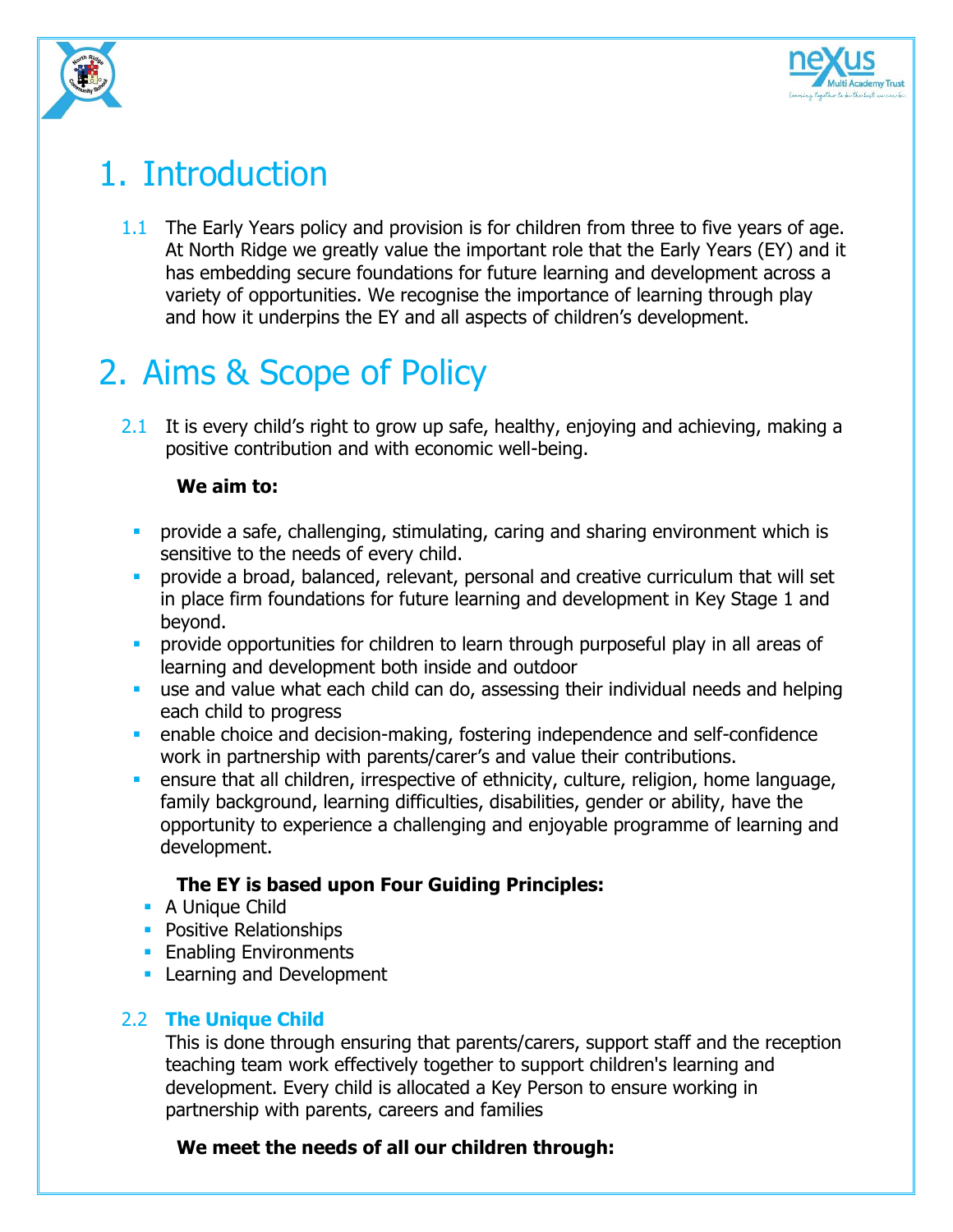# 1. Introduction

1.1 The Early Years policy and provision is for children from three to five years of age. At North Ridge we greatly value the important role that the Early Years (EY) and it has embedding secure foundations for future learning and development across a variety of opportunities. We recognise the importance of learning through play and how it underpins the EY and all aspects of children's development.

# 2. Aims & Scope of Policy

2.1 It is every child's right to grow up safe, healthy, enjoying and achieving, making a positive contribution and with economic well-being.

**We aim to:**

- provide a safe, challenging, stimulating, caring and sharing environment which is sensitive to the needs of every child.
- provide a broad, balanced, relevant, personal and creative curriculum that will set in place firm foundations for future learning and development in Key Stage 1 and beyond.
- provide opportunities for children to learn through purposeful play in all areas of learning and development both inside and outdoor
- use and value what each child can do, assessing their individual needs and helping each child to progress
- enable choice and decision-making, fostering independence and self-confidence work in partnership with parents/carer's and value their contributions.
- ensure that all children, irrespective of ethnicity, culture, religion, home language, family background, learning difficulties, disabilities, gender or ability, have the opportunity to experience a challenging and enjoyable programme of learning and development.

**The EY is based upon Four Guiding Principles:**

- A Unique Child
- Positive Relationships
- Enabling Environments
- Learning and Development

### 2.2 The Unique Child

This is done through ensuring that parents/carers, support staff and the reception teaching team work effectively together to support children's learning and development. Every child is allocated a Key Person to ensure working in partnership with parents, careers and families

**We meet the needs of all our children through:**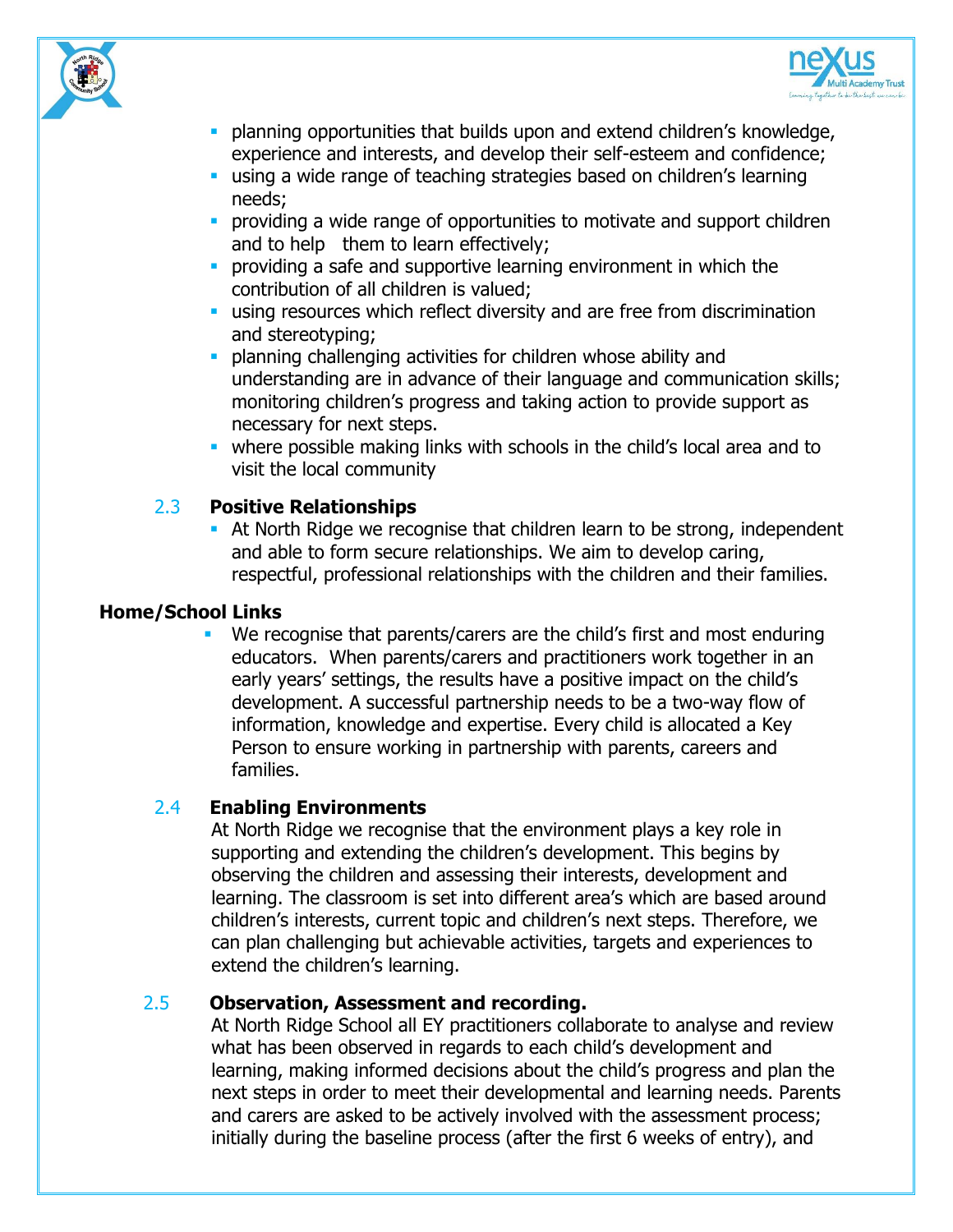- planning opportunities that builds upon and extend children's knowledge, experience and interests, and develop their self-esteem and confidence;
- using a wide range of teaching strategies based on children's learning needs;
- providing a wide range of opportunities to motivate and support children and to help them to learn effectively;
- providing a safe and supportive learning environment in which the contribution of all children is valued;
- using resources which reflect diversity and are free from discrimination and stereotyping;
- planning challenging activities for children whose ability and understanding are in advance of their language and communication skills; monitoring children's progress and taking action to provide support as necessary for next steps.
- where possible making links with schools in the child's local area and to visit the local community

### 2.3 Positive Relationships

- At North Ridge we recognise that children learn to be strong, independent and able to form secure relationships. We aim to develop caring, respectful, professional relationships with the children and their families.

### Home/School Links

- We recognise that parents/carers are the child's first and most enduring educators. When parents/carers and practitioners work together in an early years' settings, the results have a positive impact on the child's development. A successful partnership needs to be a two-way flow of information, knowledge and expertise. Every child is allocated a Key Person to ensure working in partnership with parents, careers and families.

### 2.4 Enabling Environments

At North Ridge we recognise that the environment plays a key role in supporting and extending the children's development. This begins by observing the children and assessing their interests, development and learning. The classroom is set into different area's which are based around children's interests, current topic and children's next steps. Therefore, we can plan challenging but achievable activities, targets and experiences to extend the children's learning.

### 2.5 Observation, Assessment and recording.

At North Ridge School all EY practitioners collaborate to analyse and review what has been observed in regards to each child's development and learning, making informed decisions about the child's progress and plan the next steps in order to meet their developmental and learning needs. Parents and carers are asked to be actively involved with the assessment process; initially during the baseline process (after the first 6 weeks of entry), and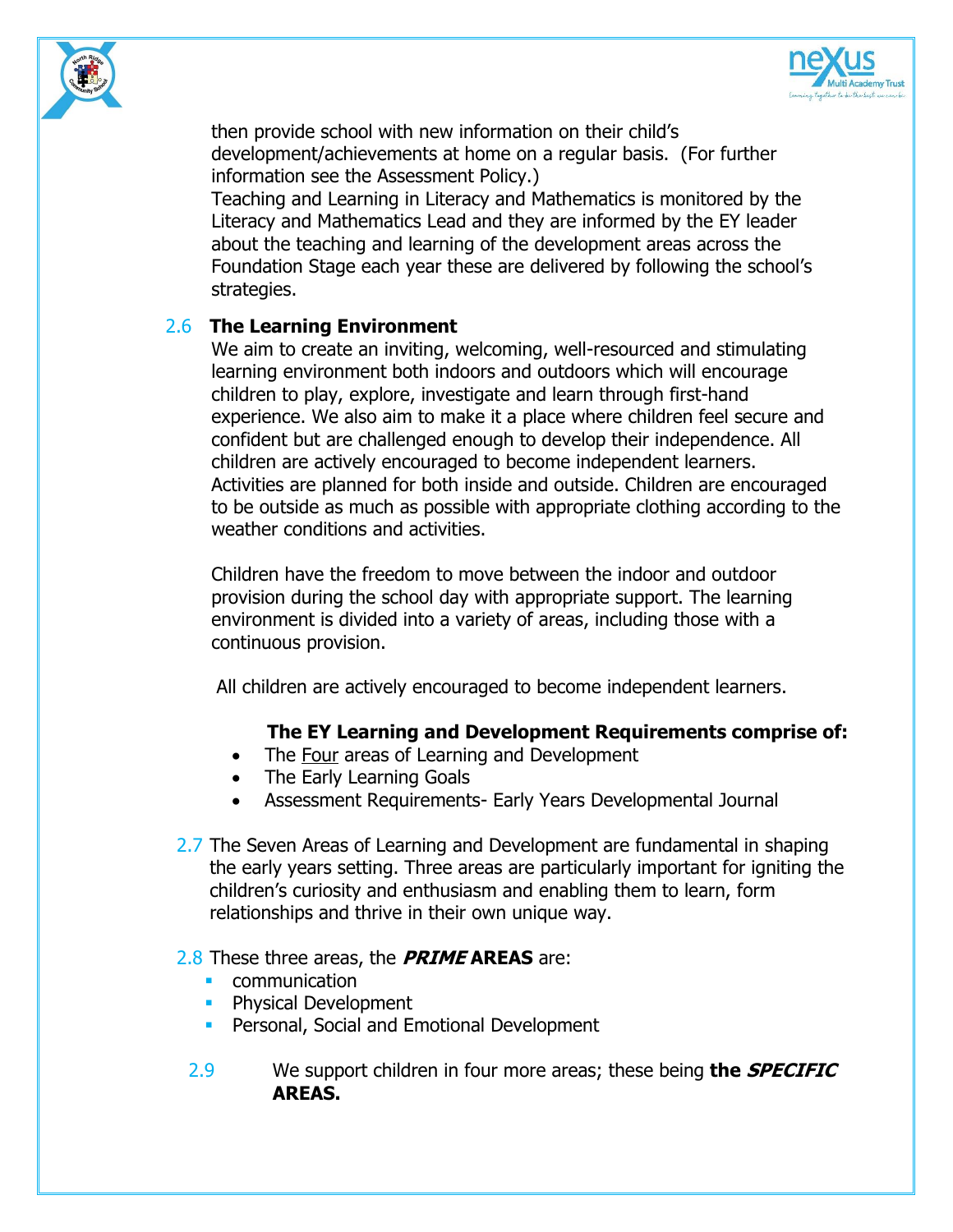then provide school with new information on their child's development/achievements at home on a regular basis. (For further information see the Assessment Policy.)

Teaching and Learning in Literacy and Mathematics is monitored by the Literacy and Mathematics Lead and they are informed by the EY leader about the teaching and learning of the development areas across the Foundation Stage each year these are delivered by following the school's strategies.

## 2.6 The Learning Environment

We aim to create an inviting, welcoming, well-resourced and stimulating learning environment both indoors and outdoors which will encourage children to play, explore, investigate and learn through first-hand experience. We also aim to make it a place where children feel secure and confident but are challenged enough to develop their independence. All children are actively encouraged to become independent learners. Activities are planned for both inside and outside. Children are encouraged to be outside as much as possible with appropriate clothing according to the weather conditions and activities.

Children have the freedom to move between the indoor and outdoor provision during the school day with appropriate support. The learning environment is divided into a variety of areas, including those with a continuous provision.

All children are actively encouraged to become independent learners.

**The EY Learning and Development Requirements comprise of:**

- The <u>Four</u> areas of Learning and Development
- The Early Learning Goals
- Assessment Requirements- Early Years Developmental Journal

2.7 The Seven Areas of Learning and Development are fundamental in shaping the early years setting. Three areas are particularly important for igniting the children's curiosity and enthusiasm and enabling them to learn, form relationships and thrive in their own unique way.

2.8 These three areas, the ***PRIME*** **AREAS** are:

- communication
- Physical Development
- Personal, Social and Emotional Development

2.9 We support children in four more areas; these being **the *SPECIFIC* AREAS.**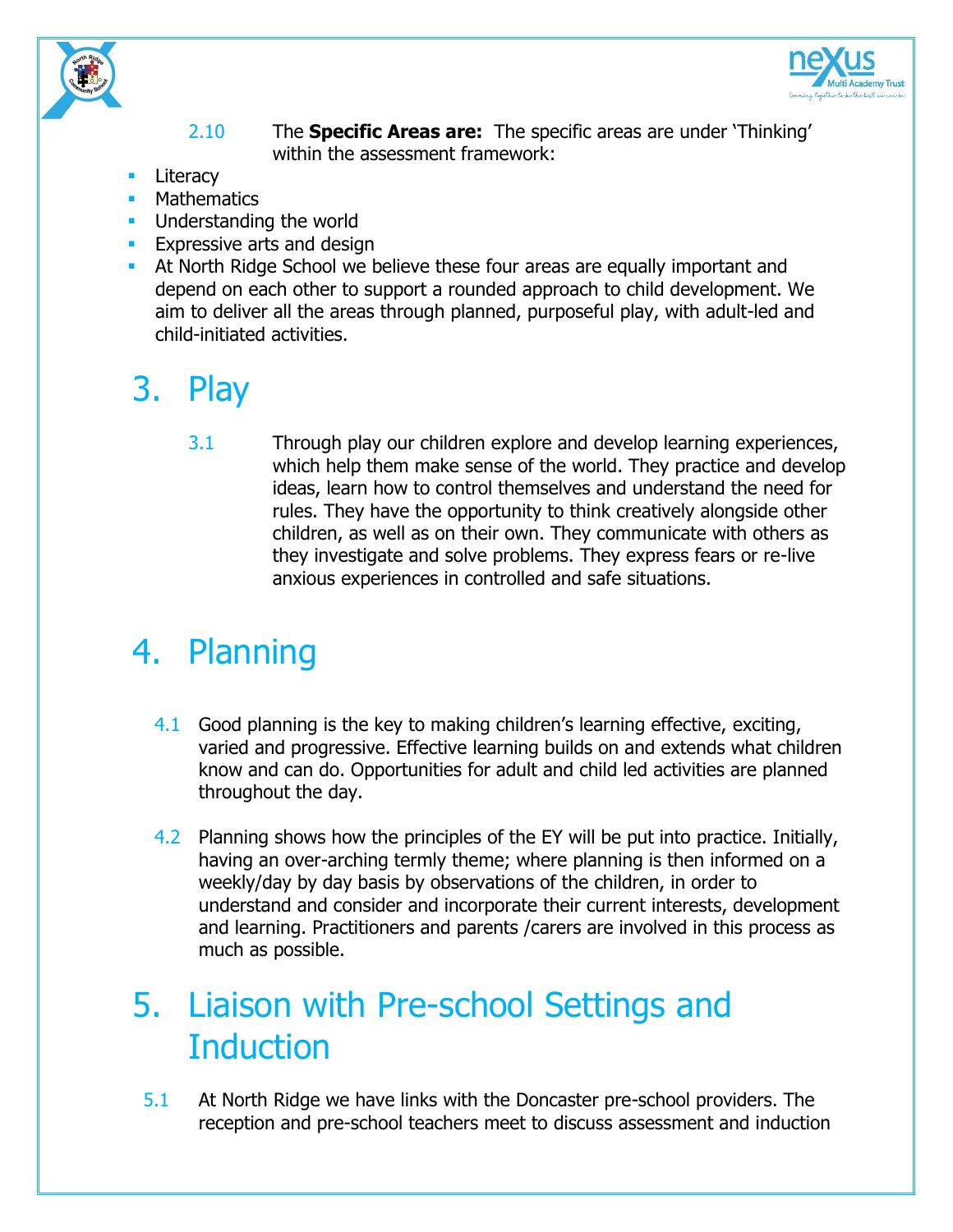2.10 The **Specific Areas are:** The specific areas are under 'Thinking' within the assessment framework:

- Literacy
- Mathematics
- Understanding the world
- Expressive arts and design
- At North Ridge School we believe these four areas are equally important and depend on each other to support a rounded approach to child development. We aim to deliver all the areas through planned, purposeful play, with adult-led and child-initiated activities.

# 3. Play

3.1 Through play our children explore and develop learning experiences, which help them make sense of the world. They practice and develop ideas, learn how to control themselves and understand the need for rules. They have the opportunity to think creatively alongside other children, as well as on their own. They communicate with others as they investigate and solve problems. They express fears or re-live anxious experiences in controlled and safe situations.

# 4. Planning

4.1 Good planning is the key to making children's learning effective, exciting, varied and progressive. Effective learning builds on and extends what children know and can do. Opportunities for adult and child led activities are planned throughout the day.

4.2 Planning shows how the principles of the EY will be put into practice. Initially, having an over-arching termly theme; where planning is then informed on a weekly/day by day basis by observations of the children, in order to understand and consider and incorporate their current interests, development and learning. Practitioners and parents /carers are involved in this process as much as possible.

# 5. Liaison with Pre-school Settings and Induction

5.1 At North Ridge we have links with the Doncaster pre-school providers. The reception and pre-school teachers meet to discuss assessment and induction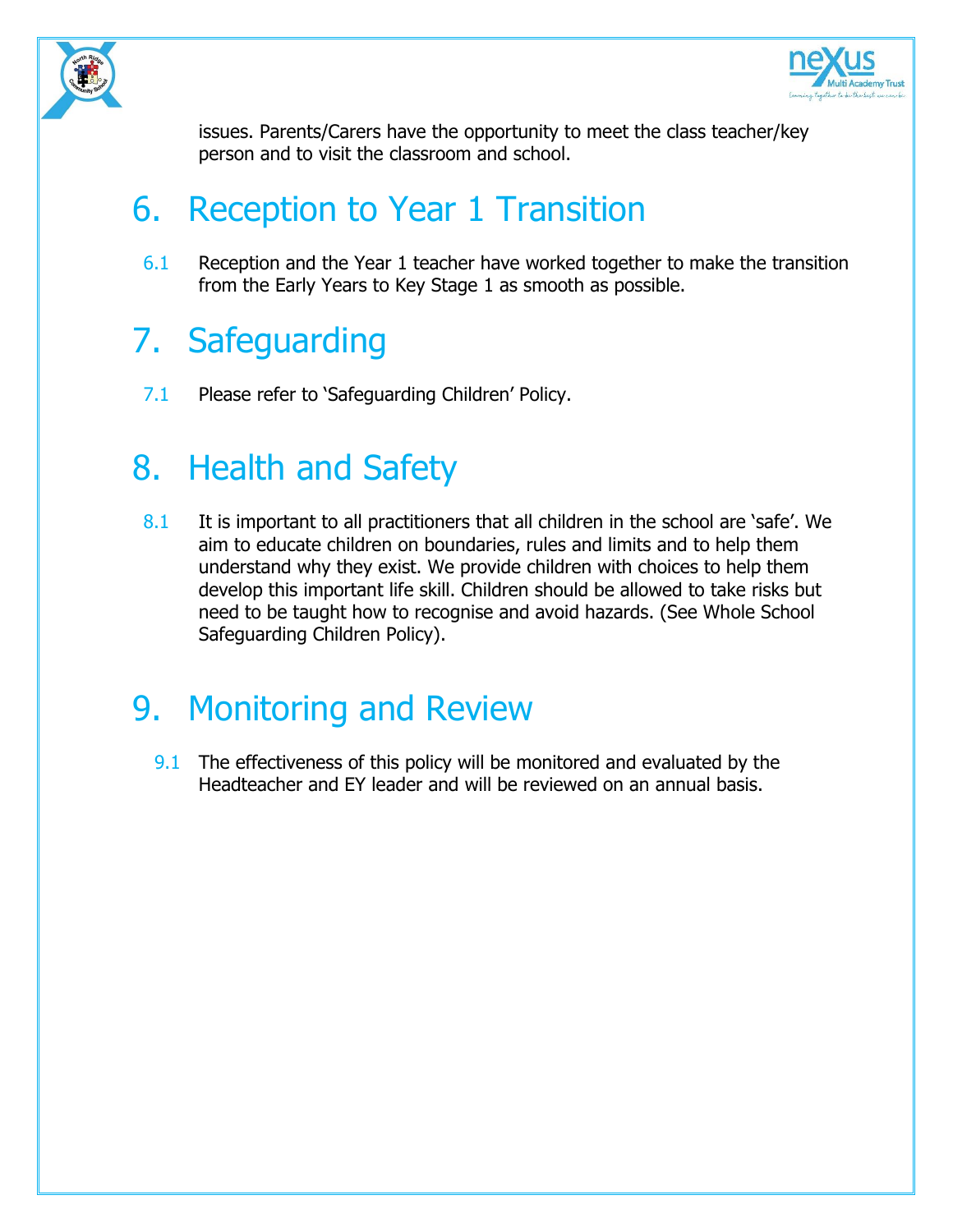issues. Parents/Carers have the opportunity to meet the class teacher/key person and to visit the classroom and school.

# 6. Reception to Year 1 Transition

6.1 Reception and the Year 1 teacher have worked together to make the transition from the Early Years to Key Stage 1 as smooth as possible.

# 7. Safeguarding

7.1 Please refer to 'Safeguarding Children' Policy.

# 8. Health and Safety

8.1 It is important to all practitioners that all children in the school are 'safe'. We aim to educate children on boundaries, rules and limits and to help them understand why they exist. We provide children with choices to help them develop this important life skill. Children should be allowed to take risks but need to be taught how to recognise and avoid hazards. (See Whole School Safeguarding Children Policy).

# 9. Monitoring and Review

9.1 The effectiveness of this policy will be monitored and evaluated by the Headteacher and EY leader and will be reviewed on an annual basis.